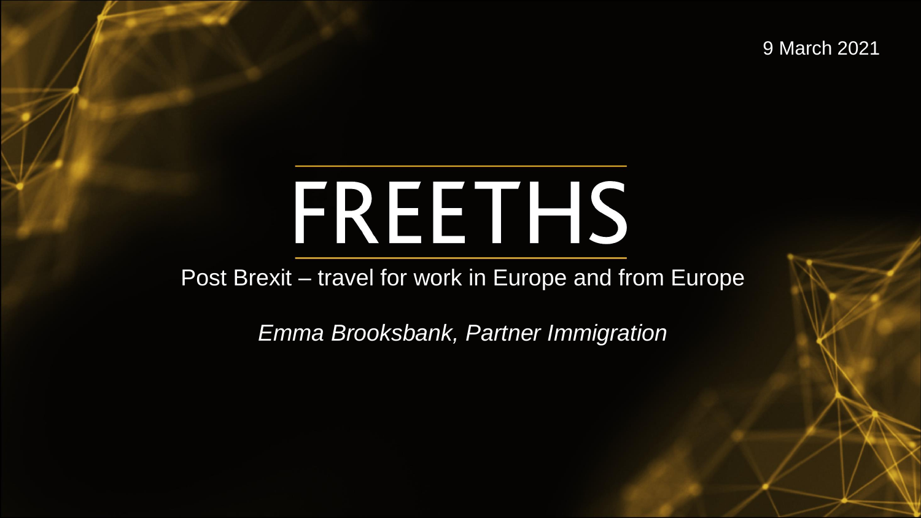9 March 2021

# FREETHS

## Post Brexit – travel for work in Europe and from Europe

*Emma Brooksbank, Partner Immigration*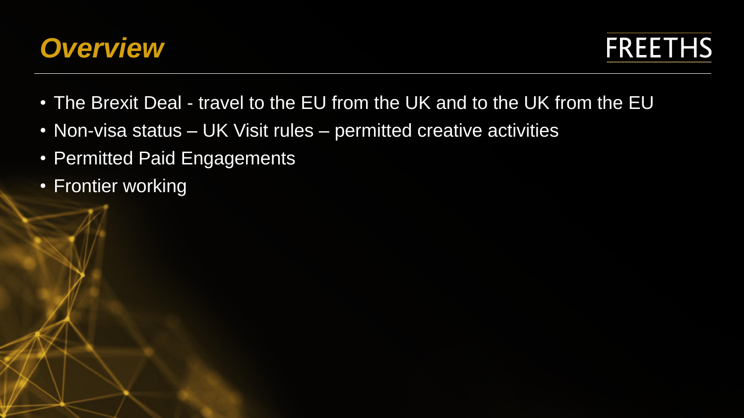# *Overview*

FREETHS

- The Brexit Deal - travel to the EU from the UK and to the UK from the EU
- Non-visa status – UK Visit rules – permitted creative activities
- Permitted Paid Engagements
- Frontier working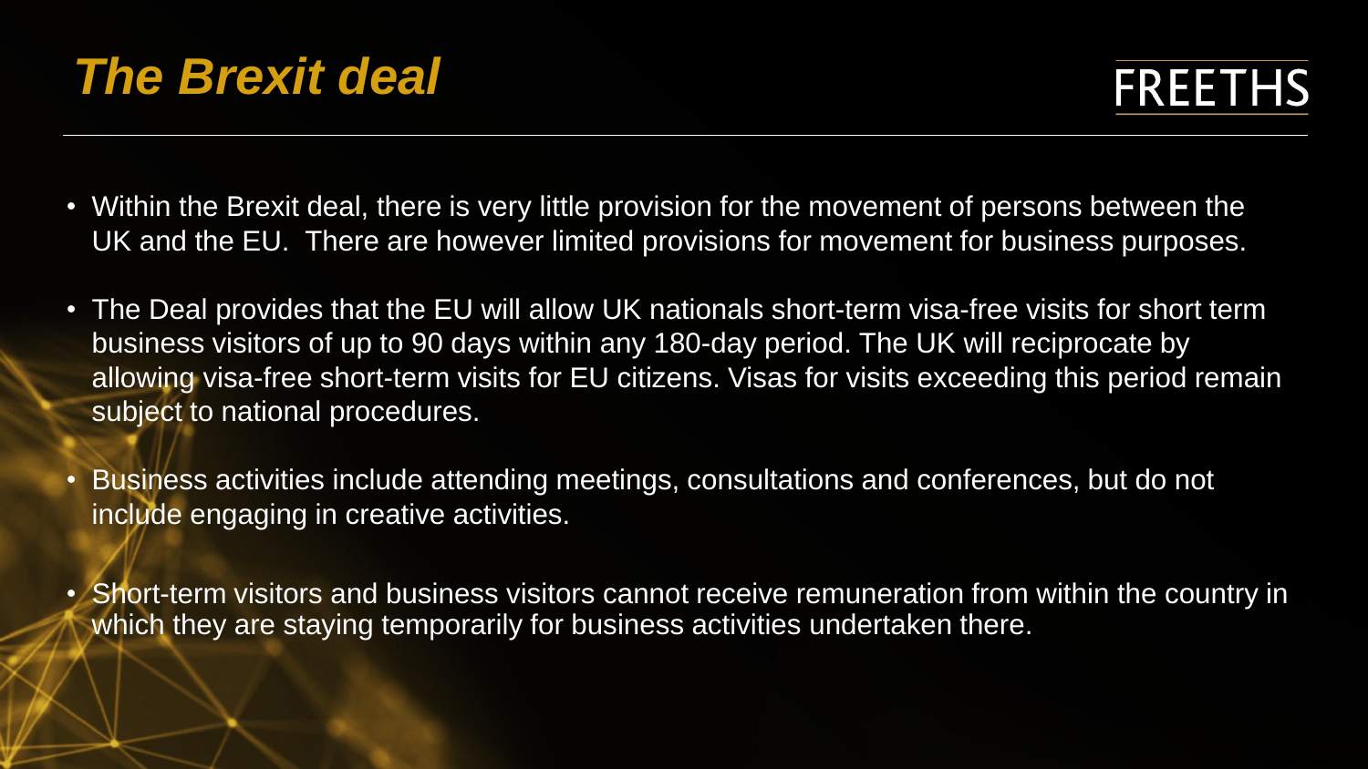# *The Brexit deal*

FREETHS

- Within the Brexit deal, there is very little provision for the movement of persons between the UK and the EU. There are however limited provisions for movement for business purposes.
- The Deal provides that the EU will allow UK nationals short-term visa-free visits for short term business visitors of up to 90 days within any 180-day period. The UK will reciprocate by allowing visa-free short-term visits for EU citizens. Visas for visits exceeding this period remain subject to national procedures.
- Business activities include attending meetings, consultations and conferences, but do not include engaging in creative activities.
- Short-term visitors and business visitors cannot receive remuneration from within the country in which they are staying temporarily for business activities undertaken there.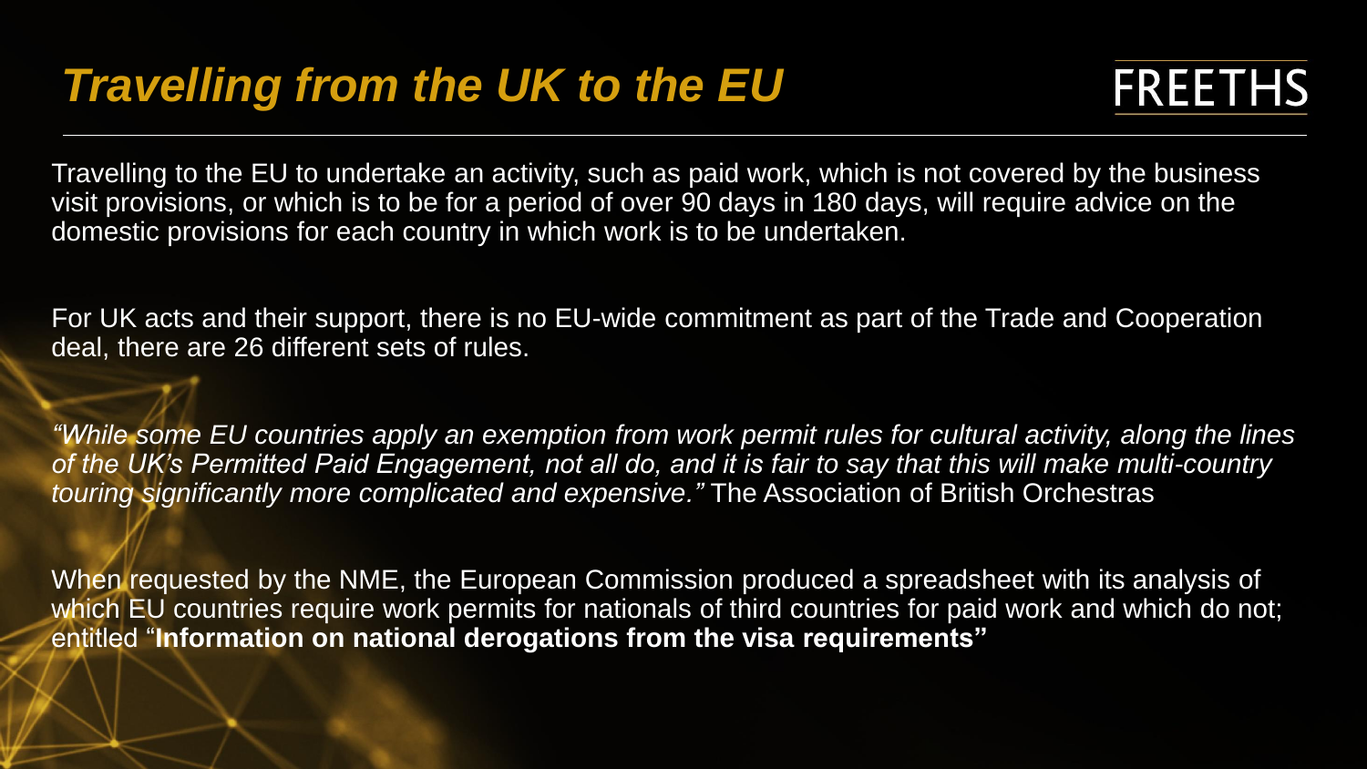# *Travelling from the UK to the EU*

FREETHS

Travelling to the EU to undertake an activity, such as paid work, which is not covered by the business visit provisions, or which is to be for a period of over 90 days in 180 days, will require advice on the domestic provisions for each country in which work is to be undertaken.

For UK acts and their support, there is no EU-wide commitment as part of the Trade and Cooperation deal, there are 26 different sets of rules.

*"While some EU countries apply an exemption from work permit rules for cultural activity, along the lines of the UK's Permitted Paid Engagement, not all do, and it is fair to say that this will make multi-country touring significantly more complicated and expensive."* The Association of British Orchestras

When requested by the NME, the European Commission produced a spreadsheet with its analysis of which EU countries require work permits for nationals of third countries for paid work and which do not; entitled "**Information on national derogations from the visa requirements"**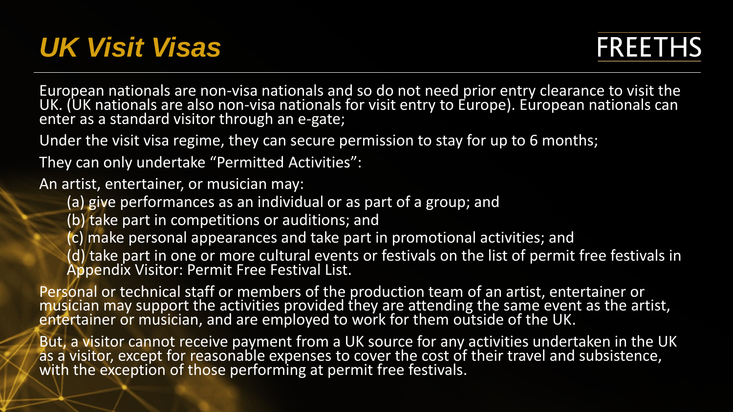# UK Visit Visas

FREETHS

European nationals are non-visa nationals and so do not need prior entry clearance to visit the UK. (UK nationals are also non-visa nationals for visit entry to Europe). European nationals can enter as a standard visitor through an e-gate;

Under the visit visa regime, they can secure permission to stay for up to 6 months;

They can only undertake "Permitted Activities":

An artist, entertainer, or musician may:

- (a) give performances as an individual or as part of a group; and
- (b) take part in competitions or auditions; and
- (c) make personal appearances and take part in promotional activities; and
- (d) take part in one or more cultural events or festivals on the list of permit free festivals in Appendix Visitor: Permit Free Festival List.

Personal or technical staff or members of the production team of an artist, entertainer or musician may support the activities provided they are attending the same event as the artist, entertainer or musician, and are employed to work for them outside of the UK.

But, a visitor cannot receive payment from a UK source for any activities undertaken in the UK as a visitor, except for reasonable expenses to cover the cost of their travel and subsistence, with the exception of those performing at permit free festivals.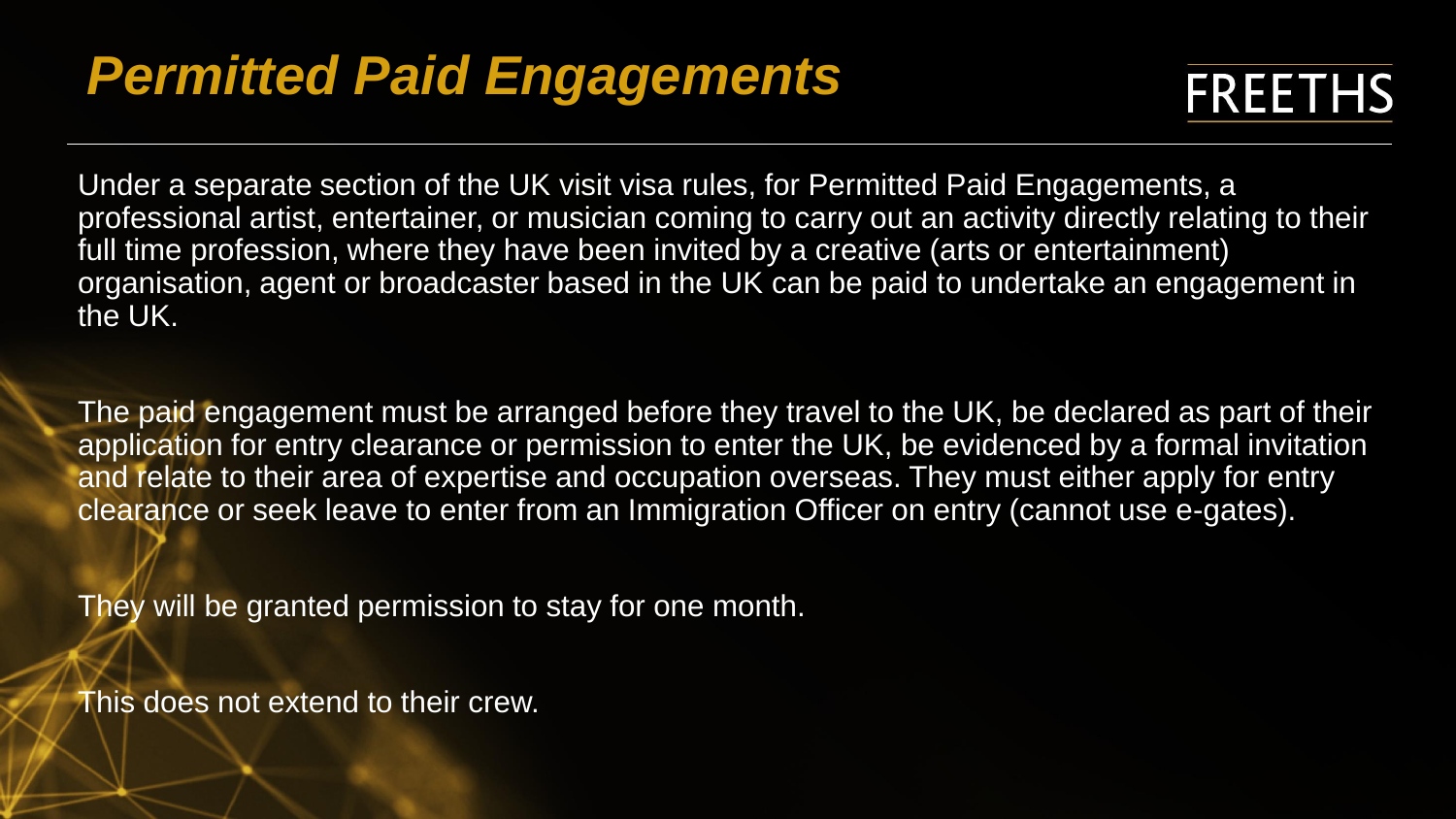# *Permitted Paid Engagements*

FREETHS

Under a separate section of the UK visit visa rules, for Permitted Paid Engagements, a professional artist, entertainer, or musician coming to carry out an activity directly relating to their full time profession, where they have been invited by a creative (arts or entertainment) organisation, agent or broadcaster based in the UK can be paid to undertake an engagement in the UK.

The paid engagement must be arranged before they travel to the UK, be declared as part of their application for entry clearance or permission to enter the UK, be evidenced by a formal invitation and relate to their area of expertise and occupation overseas. They must either apply for entry clearance or seek leave to enter from an Immigration Officer on entry (cannot use e-gates).

They will be granted permission to stay for one month.

This does not extend to their crew.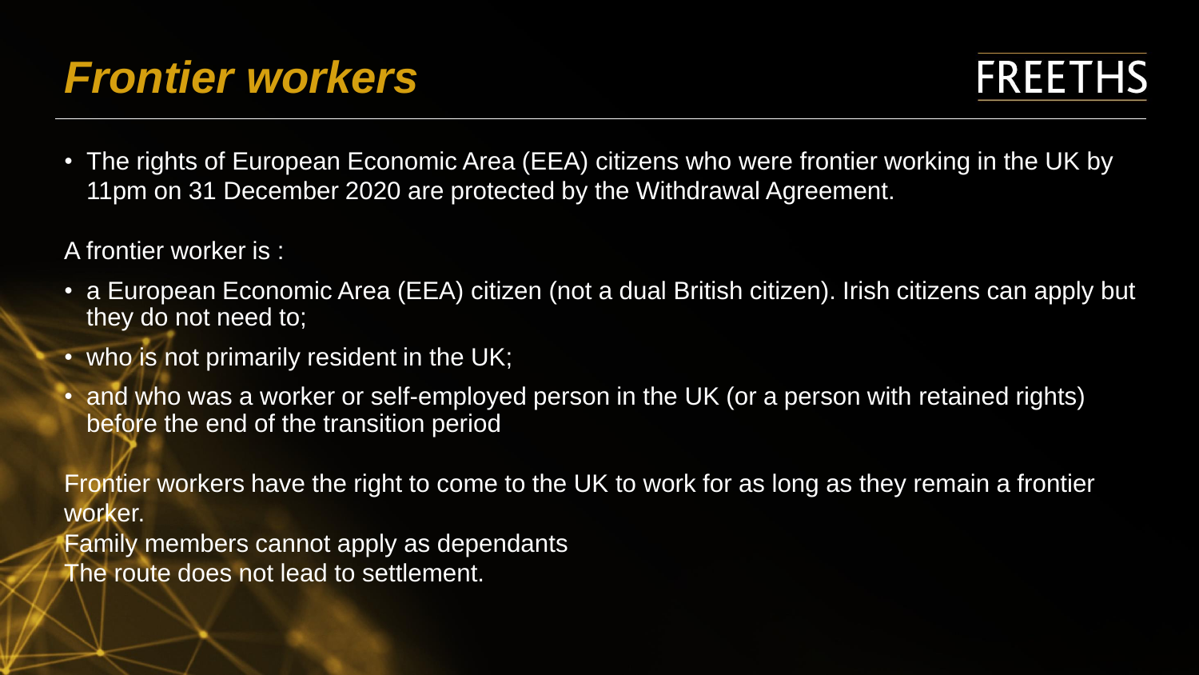# *Frontier workers*

FREETHS

- The rights of European Economic Area (EEA) citizens who were frontier working in the UK by 11pm on 31 December 2020 are protected by the Withdrawal Agreement.

A frontier worker is :

- a European Economic Area (EEA) citizen (not a dual British citizen). Irish citizens can apply but they do not need to;
- who is not primarily resident in the UK;
- and who was a worker or self-employed person in the UK (or a person with retained rights) before the end of the transition period

Frontier workers have the right to come to the UK to work for as long as they remain a frontier worker.
Family members cannot apply as dependants
The route does not lead to settlement.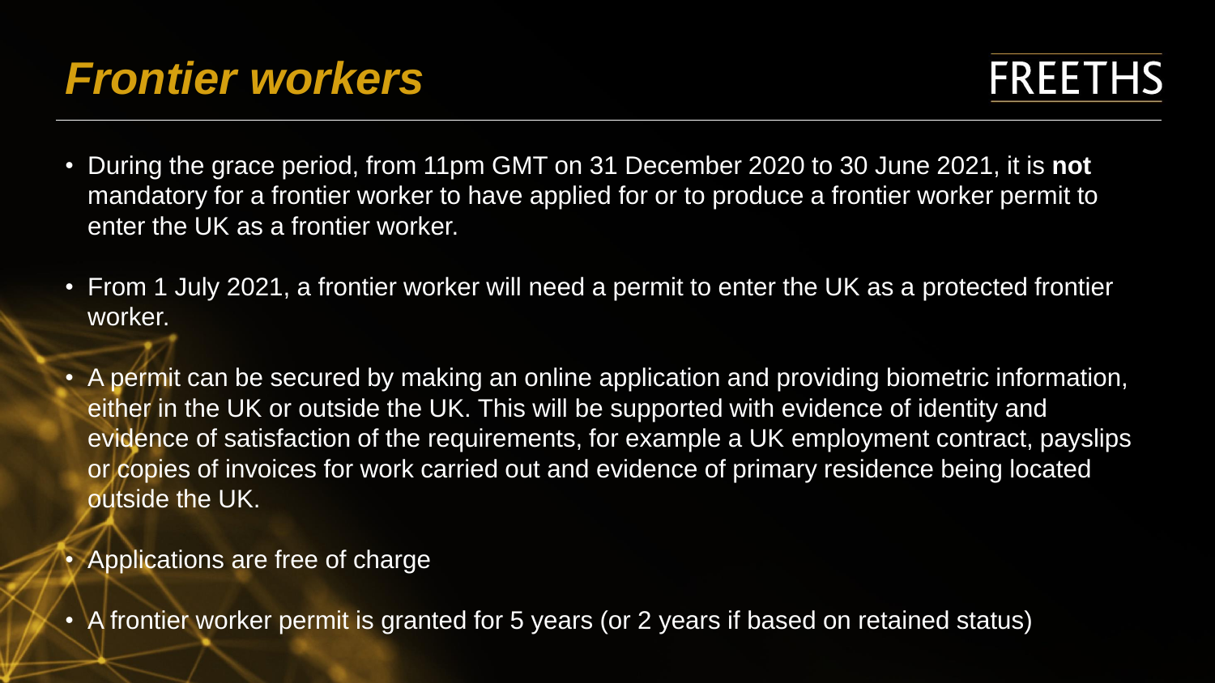# *Frontier workers*

FREETHS

- During the grace period, from 11pm GMT on 31 December 2020 to 30 June 2021, it is **not** mandatory for a frontier worker to have applied for or to produce a frontier worker permit to enter the UK as a frontier worker.
- From 1 July 2021, a frontier worker will need a permit to enter the UK as a protected frontier worker.
- A permit can be secured by making an online application and providing biometric information, either in the UK or outside the UK. This will be supported with evidence of identity and evidence of satisfaction of the requirements, for example a UK employment contract, payslips or copies of invoices for work carried out and evidence of primary residence being located outside the UK.
- Applications are free of charge
- A frontier worker permit is granted for 5 years (or 2 years if based on retained status)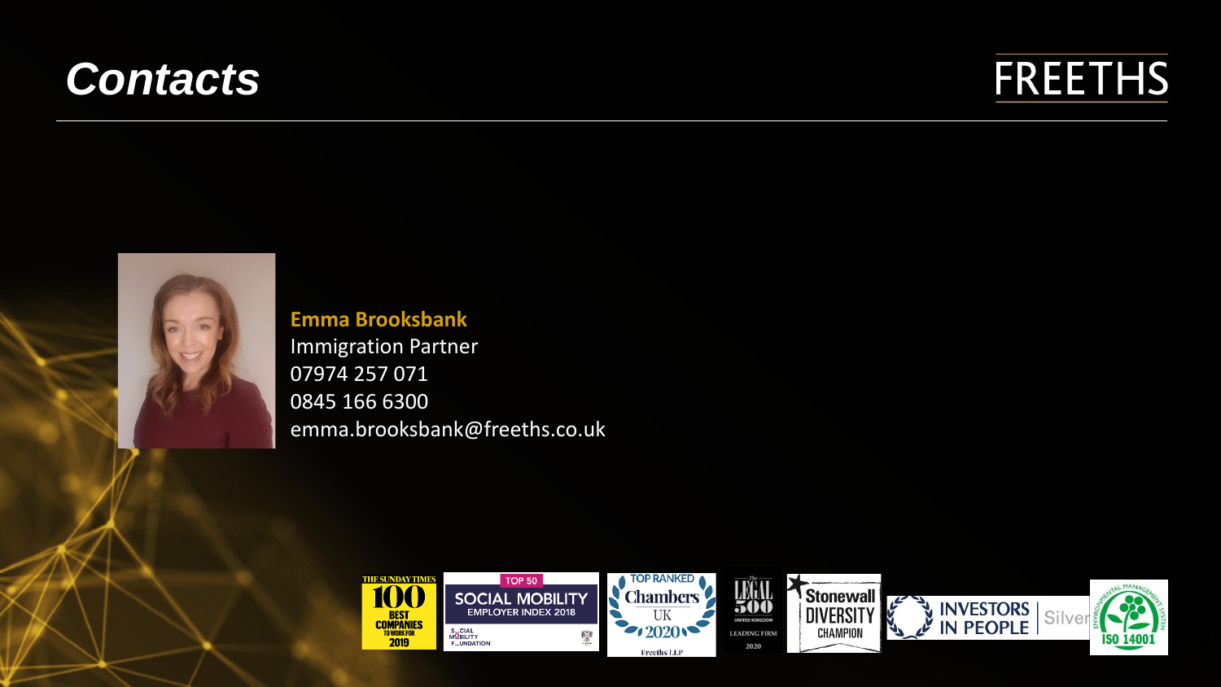# Contacts

FREETHS

**Emma Brooksbank**
Immigration Partner
07974 257 071
0845 166 6300
emma.brooksbank@freeths.co.uk